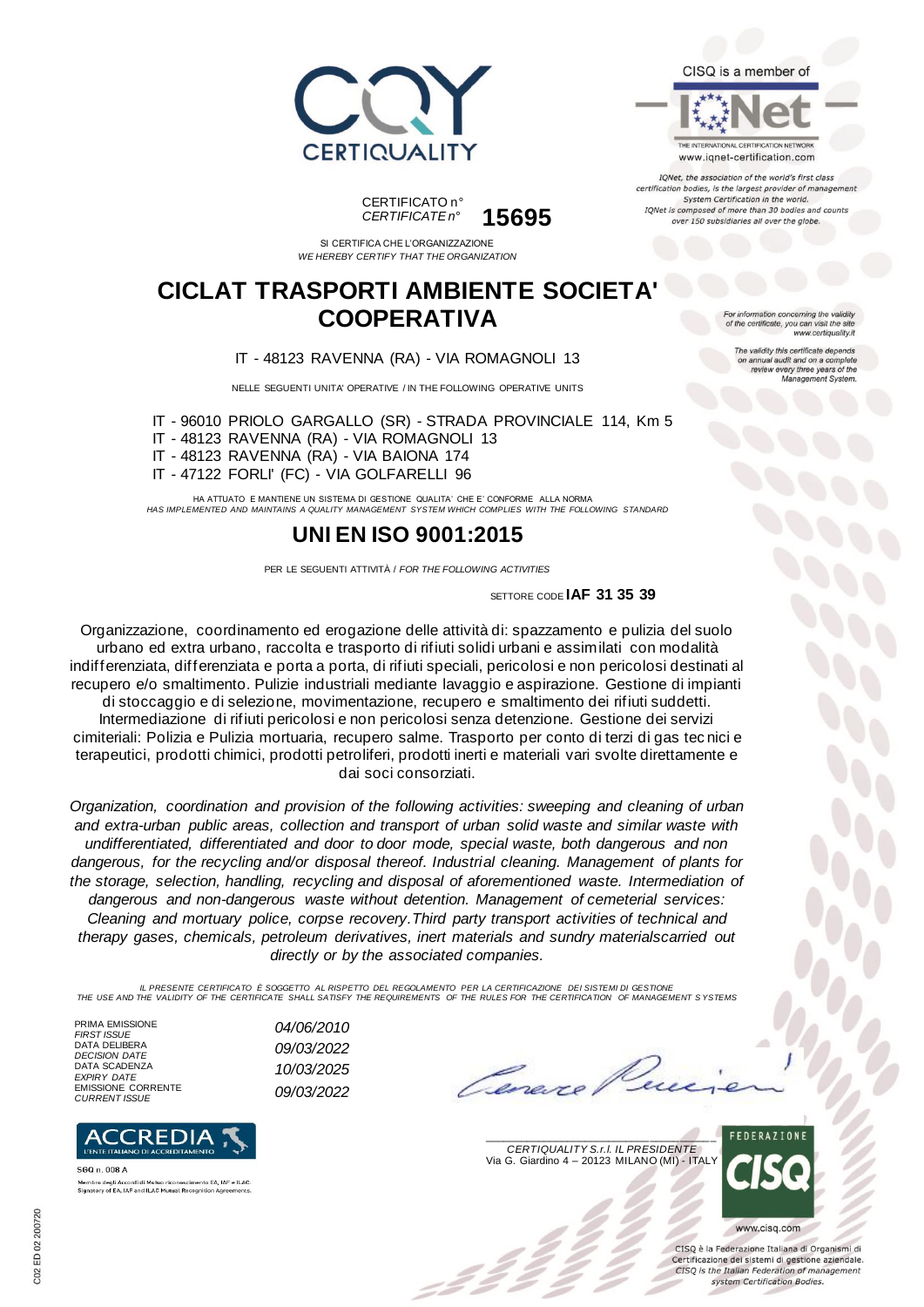CERTIQUALITY

CISQ is a member of

IQNet

THE INTERNATIONAL CERTIFICATION NETWORK
www.iqnet-certification.com

*IQNet, the association of the world's first class certification bodies, is the largest provider of management System Certification in the world. IQNet is composed of more than 30 bodies and counts over 150 subsidiaries all over the globe.*

CERTIFICATO n°
*CERTIFICATE n°* **15695**

SI CERTIFICA CHE L'ORGANIZZAZIONE
*WE HEREBY CERTIFY THAT THE ORGANIZATION*

# CICLAT TRASPORTI AMBIENTE SOCIETA' COOPERATIVA

IT - 48123 RAVENNA (RA) - VIA ROMAGNOLI 13

NELLE SEGUENTI UNITA' OPERATIVE / IN THE FOLLOWING OPERATIVE UNITS

IT - 96010 PRIOLO GARGALLO (SR) - STRADA PROVINCIALE 114, Km 5
IT - 48123 RAVENNA (RA) - VIA ROMAGNOLI 13
IT - 48123 RAVENNA (RA) - VIA BAIONA 174
IT - 47122 FORLI' (FC) - VIA GOLFARELLI 96

*For information concerning the validity of the certificate, you can visit the site www.certiquality.it*

*The validity this certificate depends on annual audit and on a complete review every three years of the Management System.*

HA ATTUATO E MANTIENE UN SISTEMA DI GESTIONE QUALITA' CHE E' CONFORME ALLA NORMA
*HAS IMPLEMENTED AND MAINTAINS A QUALITY MANAGEMENT SYSTEM WHICH COMPLIES WITH THE FOLLOWING STANDARD*

## UNI EN ISO 9001:2015

PER LE SEGUENTI ATTIVITÀ / *FOR THE FOLLOWING ACTIVITIES*

SETTORE CODE **IAF 31 35 39**

Organizzazione, coordinamento ed erogazione delle attività di: spazzamento e pulizia del suolo urbano ed extra urbano, raccolta e trasporto di rifiuti solidi urbani e assimilati con modalità indifferenziata, differenziata e porta a porta, di rifiuti speciali, pericolosi e non pericolosi destinati al recupero e/o smaltimento. Pulizie industriali mediante lavaggio e aspirazione. Gestione di impianti di stoccaggio e di selezione, movimentazione, recupero e smaltimento dei rifiuti suddetti. Intermediazione di rifiuti pericolosi e non pericolosi senza detenzione. Gestione dei servizi cimiteriali: Polizia e Pulizia mortuaria, recupero salme. Trasporto per conto di terzi di gas tecnici e terapeutici, prodotti chimici, prodotti petroliferi, prodotti inerti e materiali vari svolte direttamente e dai soci consorziati.

*Organization, coordination and provision of the following activities: sweeping and cleaning of urban and extra-urban public areas, collection and transport of urban solid waste and similar waste with undifferentiated, differentiated and door to door mode, special waste, both dangerous and non dangerous, for the recycling and/or disposal thereof. Industrial cleaning. Management of plants for the storage, selection, handling, recycling and disposal of aforementioned waste. Intermediation of dangerous and non-dangerous waste without detention. Management of cemeterial services: Cleaning and mortuary police, corpse recovery.Third party transport activities of technical and therapy gases, chemicals, petroleum derivatives, inert materials and sundry materialscarried out directly or by the associated companies.*

*IL PRESENTE CERTIFICATO È SOGGETTO AL RISPETTO DEL REGOLAMENTO PER LA CERTIFICAZIONE DEI SISTEMI DI GESTIONE*
*THE USE AND THE VALIDITY OF THE CERTIFICATE SHALL SATISFY THE REQUIREMENTS OF THE RULES FOR THE CERTIFICATION OF MANAGEMENT SYSTEMS*

| | |
|---|---|
| PRIMA EMISSIONE / *FIRST ISSUE* | *04/06/2010* |
| DATA DELIBERA / *DECISION DATE* | *09/03/2022* |
| DATA SCADENZA / *EXPIRY DATE* | *10/03/2025* |
| EMISSIONE CORRENTE / *CURRENT ISSUE* | *09/03/2022* |

*CERTIQUALITY S.r.l. IL PRESIDENTE*
Via G. Giardino 4 – 20123 MILANO (MI) - ITALY

ACCREDIA
L'ENTE ITALIANO DI ACCREDITAMENTO
SGQ n. 008 A
Membro degli Accordi di Mutuo riconoscimento EA, IAF e ILAC
Signatory of EA, IAF and ILAC Mutual Recognition Agreements

FEDERAZIONE CISQ
www.cisq.com

CISQ è la Federazione Italiana di Organismi di Certificazione dei sistemi di gestione aziendale.
*CISQ is the Italian Federation of management system Certification Bodies.*

C02 ED 02 200720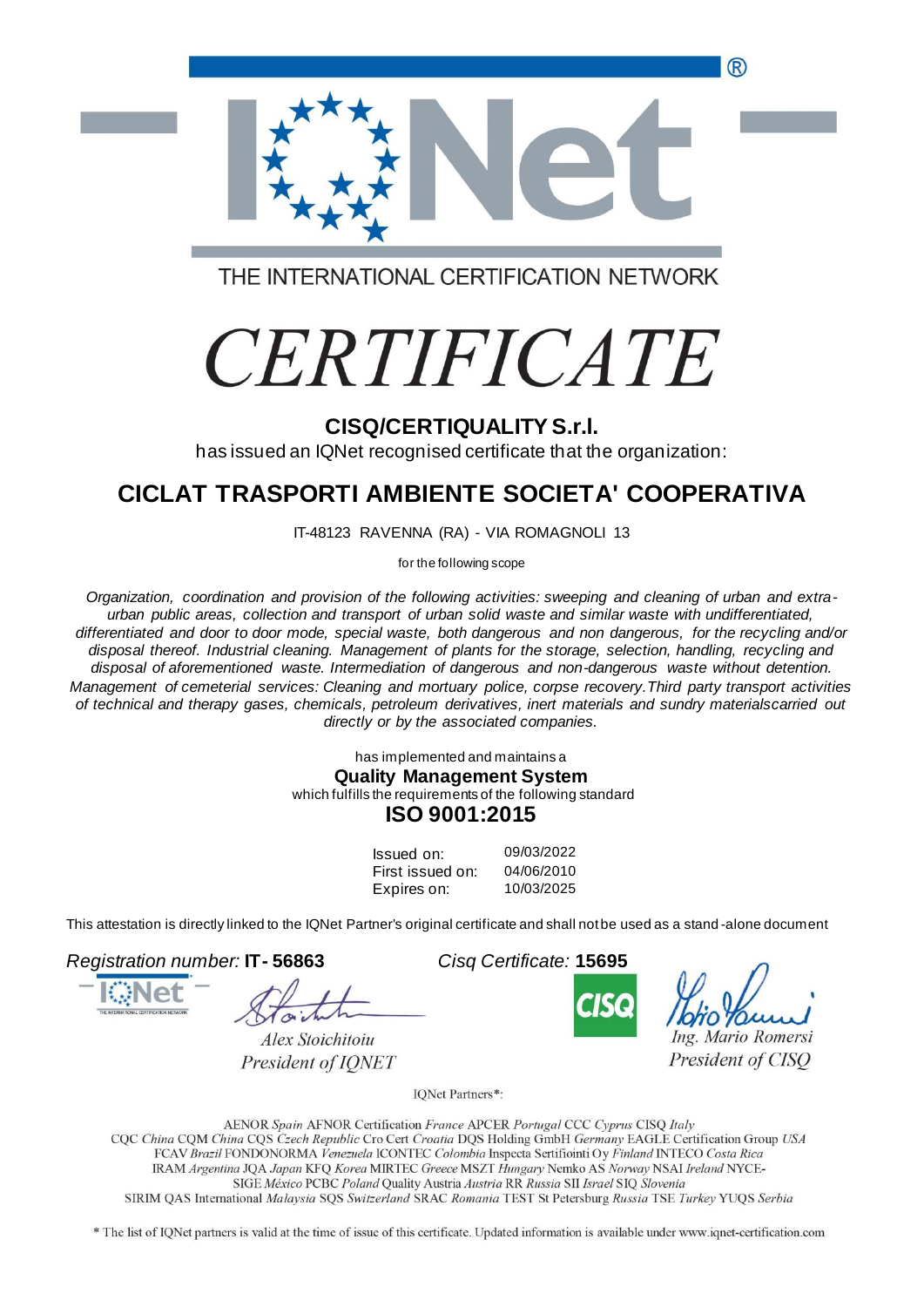THE INTERNATIONAL CERTIFICATION NETWORK

# CERTIFICATE

## CISQ/CERTIQUALITY S.r.l.

has issued an IQNet recognised certificate that the organization:

## CICLAT TRASPORTI AMBIENTE SOCIETA' COOPERATIVA

IT-48123 RAVENNA (RA) - VIA ROMAGNOLI 13

for the following scope

*Organization, coordination and provision of the following activities: sweeping and cleaning of urban and extra-urban public areas, collection and transport of urban solid waste and similar waste with undifferentiated, differentiated and door to door mode, special waste, both dangerous and non dangerous, for the recycling and/or disposal thereof. Industrial cleaning. Management of plants for the storage, selection, handling, recycling and disposal of aforementioned waste. Intermediation of dangerous and non-dangerous waste without detention. Management of cemeterial services: Cleaning and mortuary police, corpse recovery.Third party transport activities of technical and therapy gases, chemicals, petroleum derivatives, inert materials and sundry materialscarried out directly or by the associated companies.*

has implemented and maintains a

**Quality Management System**

which fulfills the requirements of the following standard

**ISO 9001:2015**

| | |
|---|---|
| Issued on: | 09/03/2022 |
| First issued on: | 04/06/2010 |
| Expires on: | 10/03/2025 |

This attestation is directly linked to the IQNet Partner's original certificate and shall not be used as a stand-alone document

*Registration number:* **IT - 56863**

*Cisq Certificate:* **15695**

*Alex Stoichitoiu*
*President of IQNET*

*Ing. Mario Romersi*
*President of CISQ*

IQNet Partners*:

AENOR *Spain* AFNOR Certification *France* APCER *Portugal* CCC *Cyprus* CISQ *Italy*
CQC *China* CQM *China* CQS *Czech Republic* Cro Cert *Croatia* DQS Holding GmbH *Germany* EAGLE Certification Group *USA*
FCAV *Brazil* FONDONORMA *Venezuela* ICONTEC *Colombia* Inspecta Sertifiointi Oy *Finland* INTECO *Costa Rica*
IRAM *Argentina* JQA *Japan* KFQ *Korea* MIRTEC *Greece* MSZT *Hungary* Nemko AS *Norway* NSAI *Ireland* NYCE-SIGE *México* PCBC *Poland* Quality Austria *Austria* RR *Russia* SII *Israel* SIQ *Slovenia*
SIRIM QAS International *Malaysia* SQS *Switzerland* SRAC *Romania* TEST St Petersburg *Russia* TSE *Turkey* YUQS *Serbia*

\* The list of IQNet partners is valid at the time of issue of this certificate. Updated information is available under www.iqnet-certification.com